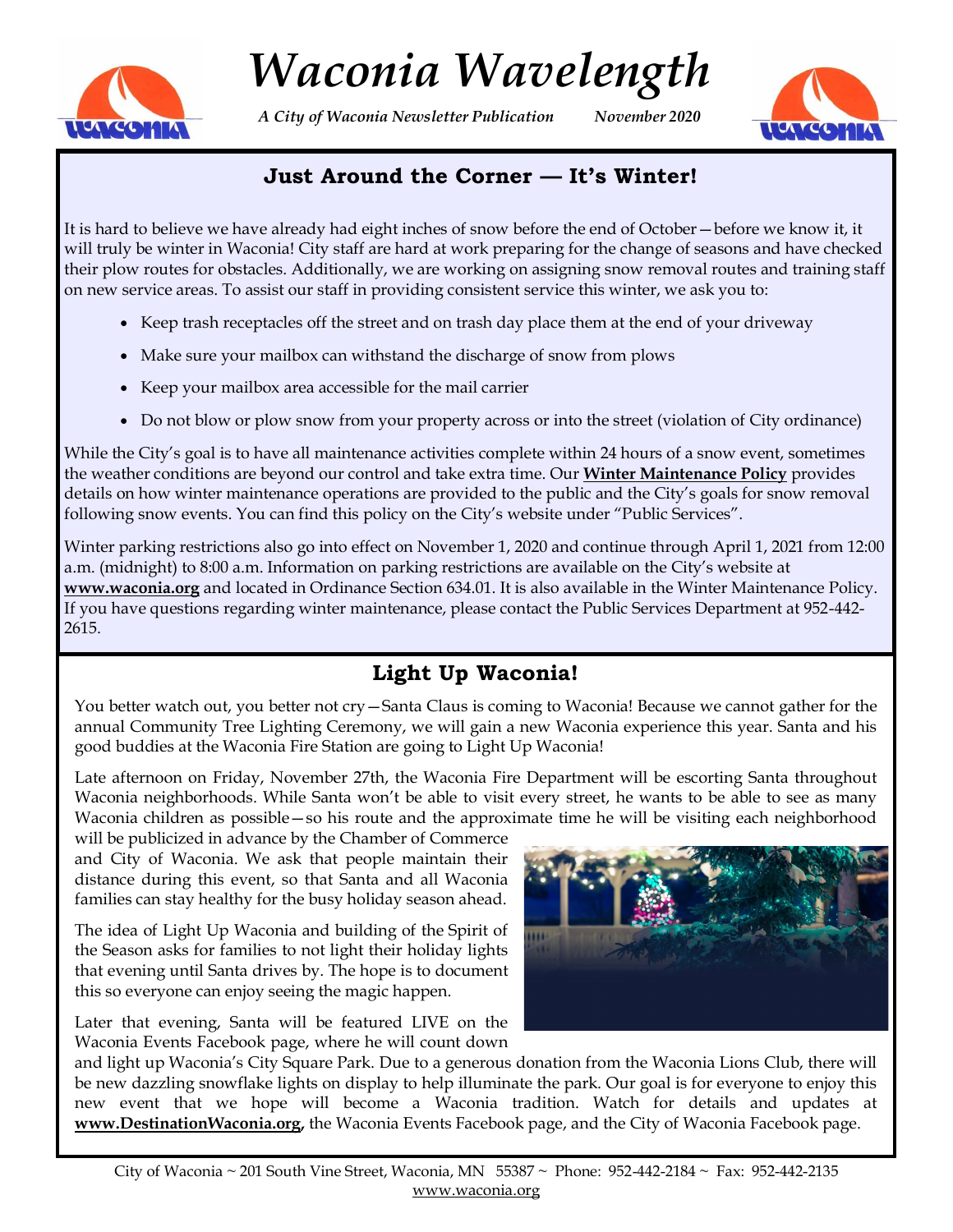# Waconia Wavelength

*A City of Waconia Newsletter Publication* *November 2020*

## Just Around the Corner — It's Winter!

It is hard to believe we have already had eight inches of snow before the end of October—before we know it, it will truly be winter in Waconia! City staff are hard at work preparing for the change of seasons and have checked their plow routes for obstacles. Additionally, we are working on assigning snow removal routes and training staff on new service areas. To assist our staff in providing consistent service this winter, we ask you to:

- Keep trash receptacles off the street and on trash day place them at the end of your driveway
- Make sure your mailbox can withstand the discharge of snow from plows
- Keep your mailbox area accessible for the mail carrier
- Do not blow or plow snow from your property across or into the street (violation of City ordinance)

While the City's goal is to have all maintenance activities complete within 24 hours of a snow event, sometimes the weather conditions are beyond our control and take extra time. Our **Winter Maintenance Policy** provides details on how winter maintenance operations are provided to the public and the City's goals for snow removal following snow events. You can find this policy on the City's website under "Public Services".

Winter parking restrictions also go into effect on November 1, 2020 and continue through April 1, 2021 from 12:00 a.m. (midnight) to 8:00 a.m. Information on parking restrictions are available on the City's website at **www.waconia.org** and located in Ordinance Section 634.01. It is also available in the Winter Maintenance Policy. If you have questions regarding winter maintenance, please contact the Public Services Department at 952-442-2615.

## Light Up Waconia!

You better watch out, you better not cry—Santa Claus is coming to Waconia! Because we cannot gather for the annual Community Tree Lighting Ceremony, we will gain a new Waconia experience this year. Santa and his good buddies at the Waconia Fire Station are going to Light Up Waconia!

Late afternoon on Friday, November 27th, the Waconia Fire Department will be escorting Santa throughout Waconia neighborhoods. While Santa won't be able to visit every street, he wants to be able to see as many Waconia children as possible—so his route and the approximate time he will be visiting each neighborhood will be publicized in advance by the Chamber of Commerce and City of Waconia. We ask that people maintain their distance during this event, so that Santa and all Waconia families can stay healthy for the busy holiday season ahead.

The idea of Light Up Waconia and building of the Spirit of the Season asks for families to not light their holiday lights that evening until Santa drives by. The hope is to document this so everyone can enjoy seeing the magic happen.

Later that evening, Santa will be featured LIVE on the Waconia Events Facebook page, where he will count down and light up Waconia's City Square Park. Due to a generous donation from the Waconia Lions Club, there will be new dazzling snowflake lights on display to help illuminate the park. Our goal is for everyone to enjoy this new event that we hope will become a Waconia tradition. Watch for details and updates at **www.DestinationWaconia.org**, the Waconia Events Facebook page, and the City of Waconia Facebook page.

City of Waconia ~ 201 South Vine Street, Waconia, MN 55387 ~ Phone: 952-442-2184 ~ Fax: 952-442-2135
www.waconia.org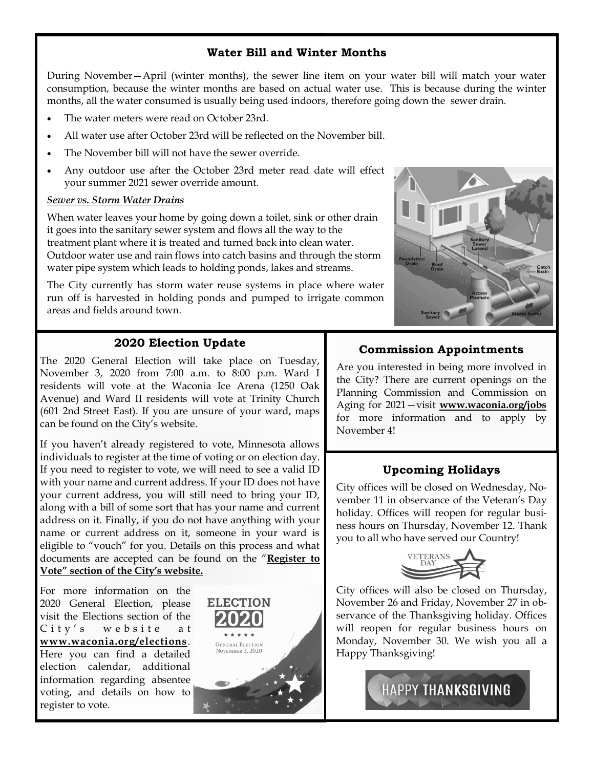## Water Bill and Winter Months

During November—April (winter months), the sewer line item on your water bill will match your water consumption, because the winter months are based on actual water use. This is because during the winter months, all the water consumed is usually being used indoors, therefore going down the sewer drain.

- The water meters were read on October 23rd.
- All water use after October 23rd will be reflected on the November bill.
- The November bill will not have the sewer override.
- Any outdoor use after the October 23rd meter read date will effect your summer 2021 sewer override amount.

***Sewer vs. Storm Water Drains***

When water leaves your home by going down a toilet, sink or other drain it goes into the sanitary sewer system and flows all the way to the treatment plant where it is treated and turned back into clean water. Outdoor water use and rain flows into catch basins and through the storm water pipe system which leads to holding ponds, lakes and streams.

The City currently has storm water reuse systems in place where water run off is harvested in holding ponds and pumped to irrigate common areas and fields around town.

## 2020 Election Update

The 2020 General Election will take place on Tuesday, November 3, 2020 from 7:00 a.m. to 8:00 p.m. Ward I residents will vote at the Waconia Ice Arena (1250 Oak Avenue) and Ward II residents will vote at Trinity Church (601 2nd Street East). If you are unsure of your ward, maps can be found on the City's website.

If you haven't already registered to vote, Minnesota allows individuals to register at the time of voting or on election day. If you need to register to vote, we will need to see a valid ID with your name and current address. If your ID does not have your current address, you will still need to bring your ID, along with a bill of some sort that has your name and current address on it. Finally, if you do not have anything with your name or current address on it, someone in your ward is eligible to "vouch" for you. Details on this process and what documents are accepted can be found on the "**Register to Vote" section of the City's website.**

For more information on the 2020 General Election, please visit the Elections section of the City's website at **www.waconia.org/elections**. Here you can find a detailed election calendar, additional information regarding absentee voting, and details on how to register to vote.

## Commission Appointments

Are you interested in being more involved in the City? There are current openings on the Planning Commission and Commission on Aging for 2021—visit **www.waconia.org/jobs** for more information and to apply by November 4!

## Upcoming Holidays

City offices will be closed on Wednesday, November 11 in observance of the Veteran's Day holiday. Offices will reopen for regular business hours on Thursday, November 12. Thank you to all who have served our Country!

City offices will also be closed on Thursday, November 26 and Friday, November 27 in observance of the Thanksgiving holiday. Offices will reopen for regular business hours on Monday, November 30. We wish you all a Happy Thanksgiving!